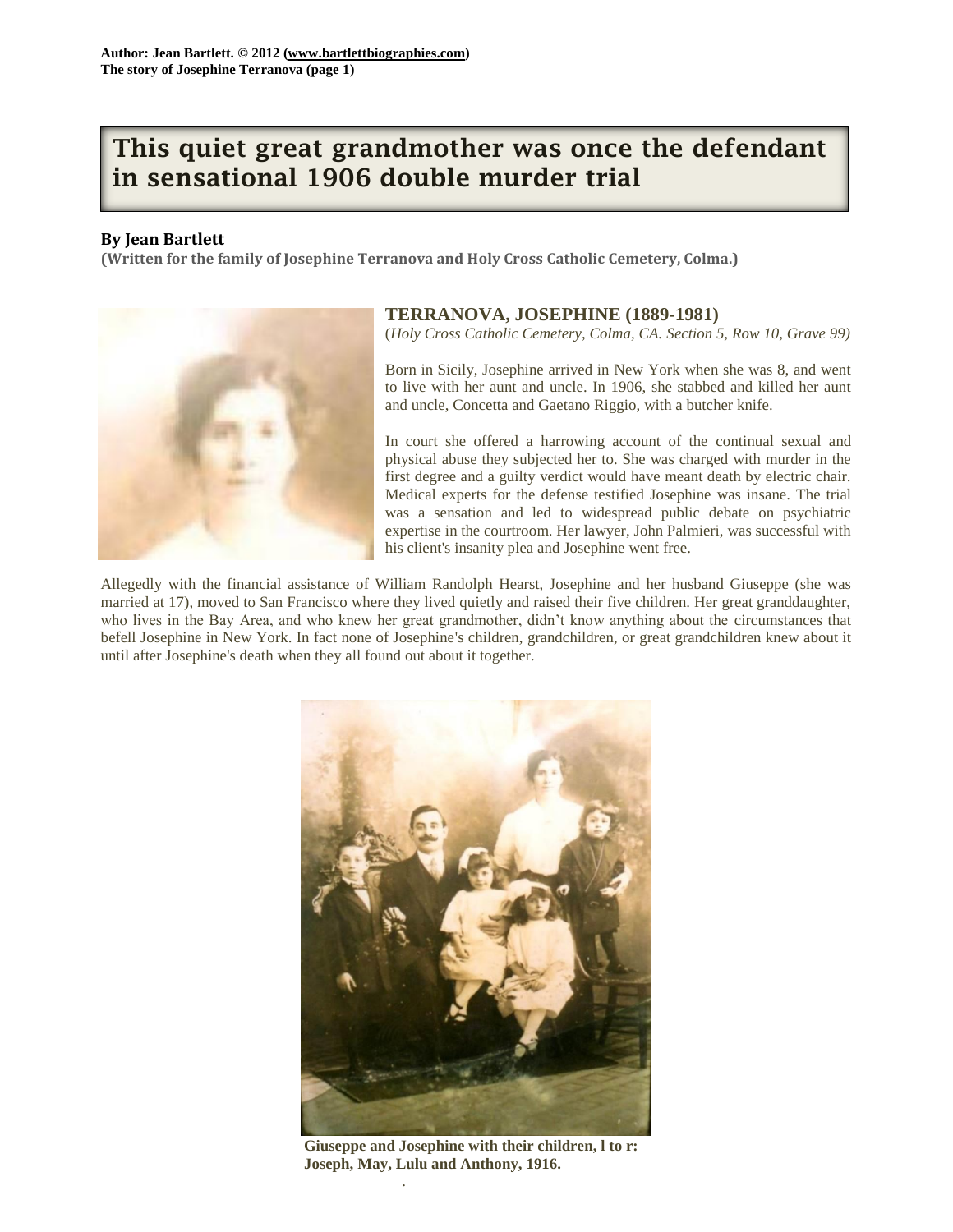**Author: Jean Bartlett. © 2012 (www.bartlettbiographies.com)**
**The story of Josephine Terranova (page 1)**

# This quiet great grandmother was once the defendant in sensational 1906 double murder trial

## By Jean Bartlett

**(Written for the family of Josephine Terranova and Holy Cross Catholic Cemetery, Colma.)**

### TERRANOVA, JOSEPHINE (1889-1981)

(*Holy Cross Catholic Cemetery, Colma, CA. Section 5, Row 10, Grave 99)*

Born in Sicily, Josephine arrived in New York when she was 8, and went to live with her aunt and uncle. In 1906, she stabbed and killed her aunt and uncle, Concetta and Gaetano Riggio, with a butcher knife.

In court she offered a harrowing account of the continual sexual and physical abuse they subjected her to. She was charged with murder in the first degree and a guilty verdict would have meant death by electric chair. Medical experts for the defense testified Josephine was insane. The trial was a sensation and led to widespread public debate on psychiatric expertise in the courtroom. Her lawyer, John Palmieri, was successful with his client's insanity plea and Josephine went free.

Allegedly with the financial assistance of William Randolph Hearst, Josephine and her husband Giuseppe (she was married at 17), moved to San Francisco where they lived quietly and raised their five children. Her great granddaughter, who lives in the Bay Area, and who knew her great grandmother, didn't know anything about the circumstances that befell Josephine in New York. In fact none of Josephine's children, grandchildren, or great grandchildren knew about it until after Josephine's death when they all found out about it together.

**Giuseppe and Josephine with their children, l to r: Joseph, May, Lulu and Anthony, 1916.**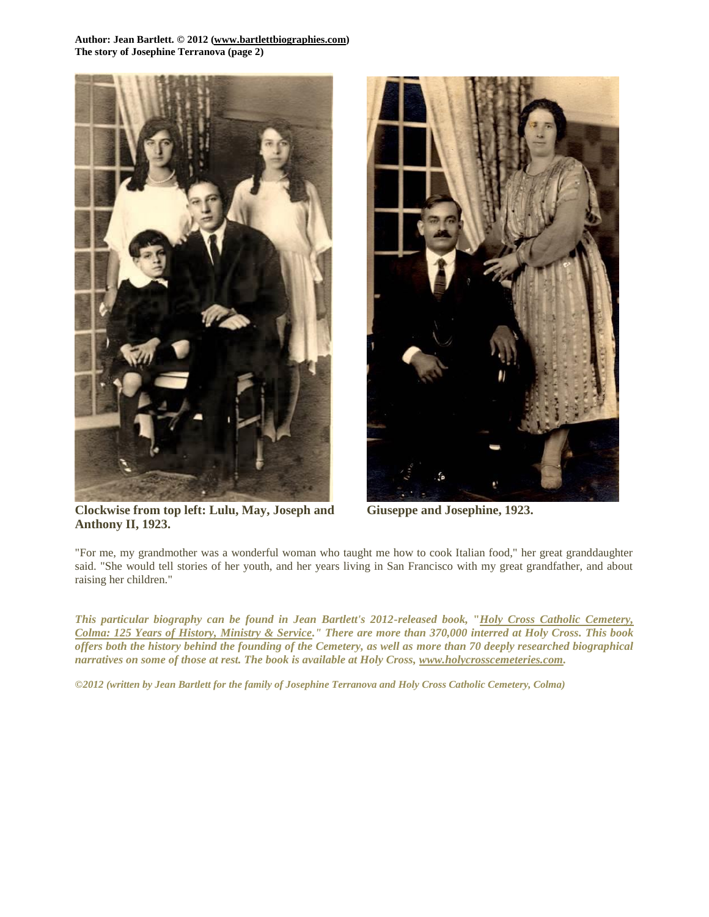Clockwise from top left: Lulu, May, Joseph and Anthony II, 1923.

Giuseppe and Josephine, 1923.

"For me, my grandmother was a wonderful woman who taught me how to cook Italian food," her great granddaughter said. "She would tell stories of her youth, and her years living in San Francisco with my great grandfather, and about raising her children."

***This particular biography can be found in Jean Bartlett's 2012-released book, "Holy Cross Catholic Cemetery, Colma: 125 Years of History, Ministry & Service." There are more than 370,000 interred at Holy Cross. This book offers both the history behind the founding of the Cemetery, as well as more than 70 deeply researched biographical narratives on some of those at rest. The book is available at Holy Cross, www.holycrosscemeteries.com.***

***©2012 (written by Jean Bartlett for the family of Josephine Terranova and Holy Cross Catholic Cemetery, Colma)***